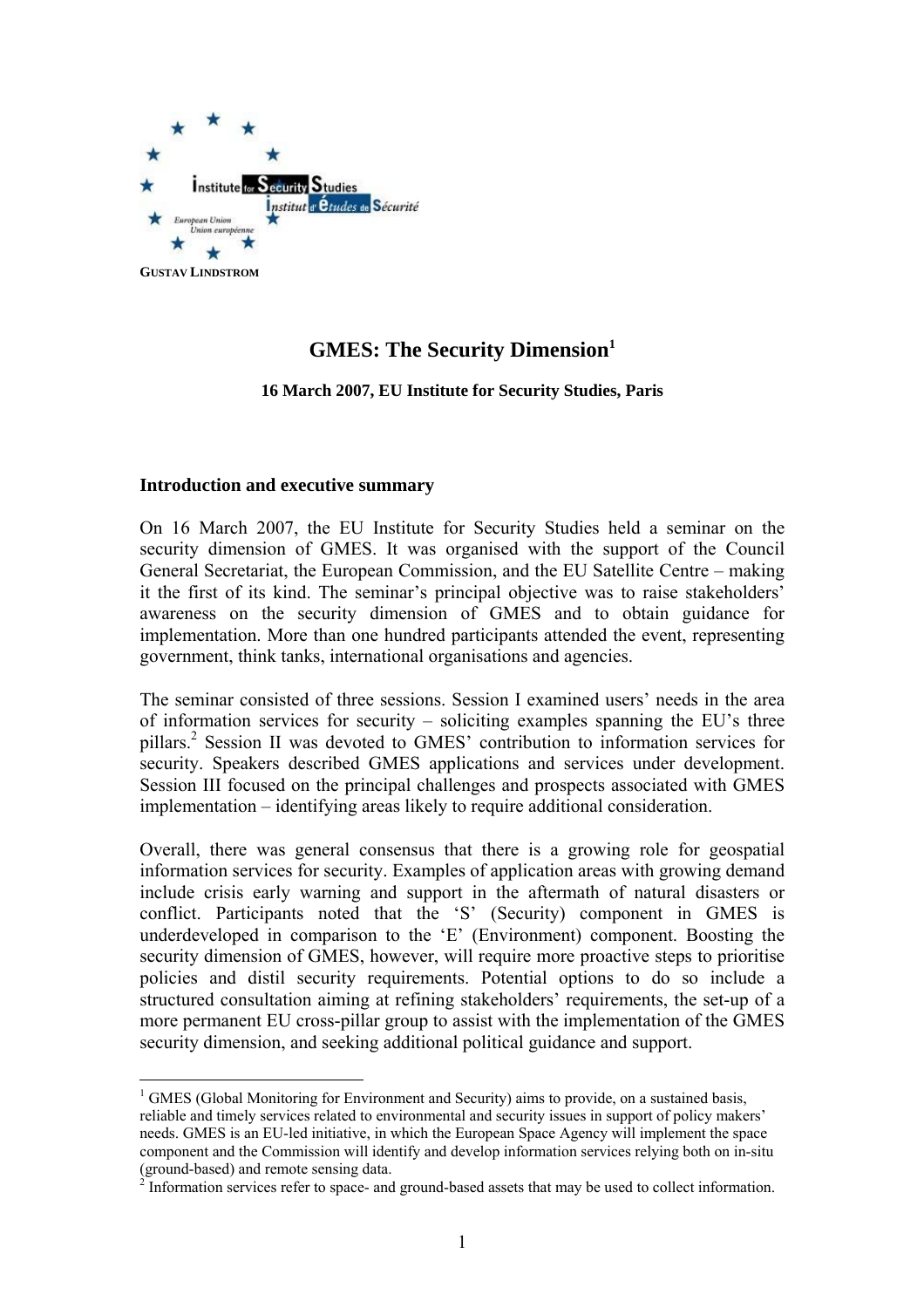Institute for Security Studies
Institut d'Études de Sécurité
European Union
Union européenne

**GUSTAV LINDSTROM**

# GMES: The Security Dimension[1]

**16 March 2007, EU Institute for Security Studies, Paris**

## Introduction and executive summary

On 16 March 2007, the EU Institute for Security Studies held a seminar on the security dimension of GMES. It was organised with the support of the Council General Secretariat, the European Commission, and the EU Satellite Centre – making it the first of its kind. The seminar's principal objective was to raise stakeholders' awareness on the security dimension of GMES and to obtain guidance for implementation. More than one hundred participants attended the event, representing government, think tanks, international organisations and agencies.

The seminar consisted of three sessions. Session I examined users' needs in the area of information services for security – soliciting examples spanning the EU's three pillars.[2] Session II was devoted to GMES' contribution to information services for security. Speakers described GMES applications and services under development. Session III focused on the principal challenges and prospects associated with GMES implementation – identifying areas likely to require additional consideration.

Overall, there was general consensus that there is a growing role for geospatial information services for security. Examples of application areas with growing demand include crisis early warning and support in the aftermath of natural disasters or conflict. Participants noted that the 'S' (Security) component in GMES is underdeveloped in comparison to the 'E' (Environment) component. Boosting the security dimension of GMES, however, will require more proactive steps to prioritise policies and distil security requirements. Potential options to do so include a structured consultation aiming at refining stakeholders' requirements, the set-up of a more permanent EU cross-pillar group to assist with the implementation of the GMES security dimension, and seeking additional political guidance and support.

---

[1] GMES (Global Monitoring for Environment and Security) aims to provide, on a sustained basis, reliable and timely services related to environmental and security issues in support of policy makers' needs. GMES is an EU-led initiative, in which the European Space Agency will implement the space component and the Commission will identify and develop information services relying both on in-situ (ground-based) and remote sensing data.

[2] Information services refer to space- and ground-based assets that may be used to collect information.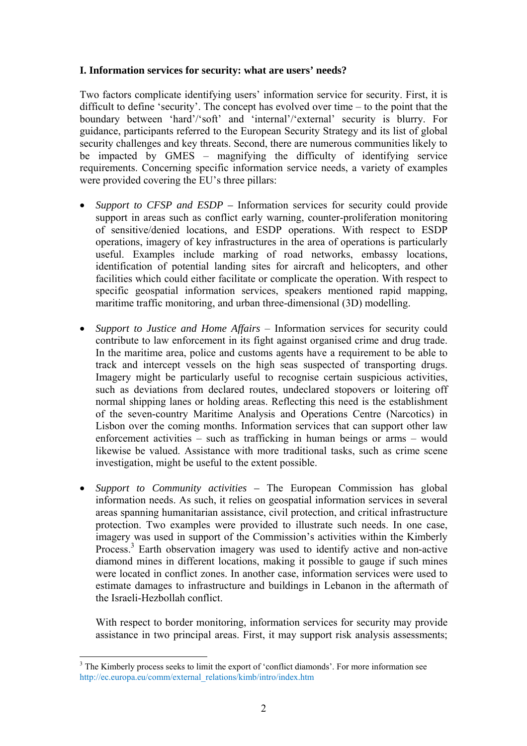**I. Information services for security: what are users' needs?**

Two factors complicate identifying users' information service for security. First, it is difficult to define 'security'. The concept has evolved over time – to the point that the boundary between 'hard'/'soft' and 'internal'/'external' security is blurry. For guidance, participants referred to the European Security Strategy and its list of global security challenges and key threats. Second, there are numerous communities likely to be impacted by GMES – magnifying the difficulty of identifying service requirements. Concerning specific information service needs, a variety of examples were provided covering the EU's three pillars:

- *Support to CFSP and ESDP* – Information services for security could provide support in areas such as conflict early warning, counter-proliferation monitoring of sensitive/denied locations, and ESDP operations. With respect to ESDP operations, imagery of key infrastructures in the area of operations is particularly useful. Examples include marking of road networks, embassy locations, identification of potential landing sites for aircraft and helicopters, and other facilities which could either facilitate or complicate the operation. With respect to specific geospatial information services, speakers mentioned rapid mapping, maritime traffic monitoring, and urban three-dimensional (3D) modelling.

- *Support to Justice and Home Affairs* – Information services for security could contribute to law enforcement in its fight against organised crime and drug trade. In the maritime area, police and customs agents have a requirement to be able to track and intercept vessels on the high seas suspected of transporting drugs. Imagery might be particularly useful to recognise certain suspicious activities, such as deviations from declared routes, undeclared stopovers or loitering off normal shipping lanes or holding areas. Reflecting this need is the establishment of the seven-country Maritime Analysis and Operations Centre (Narcotics) in Lisbon over the coming months. Information services that can support other law enforcement activities – such as trafficking in human beings or arms – would likewise be valued. Assistance with more traditional tasks, such as crime scene investigation, might be useful to the extent possible.

- *Support to Community activities* – The European Commission has global information needs. As such, it relies on geospatial information services in several areas spanning humanitarian assistance, civil protection, and critical infrastructure protection. Two examples were provided to illustrate such needs. In one case, imagery was used in support of the Commission's activities within the Kimberly Process.[3] Earth observation imagery was used to identify active and non-active diamond mines in different locations, making it possible to gauge if such mines were located in conflict zones. In another case, information services were used to estimate damages to infrastructure and buildings in Lebanon in the aftermath of the Israeli-Hezbollah conflict.

  With respect to border monitoring, information services for security may provide assistance in two principal areas. First, it may support risk analysis assessments;

---

[3] The Kimberly process seeks to limit the export of 'conflict diamonds'. For more information see http://ec.europa.eu/comm/external_relations/kimb/intro/index.htm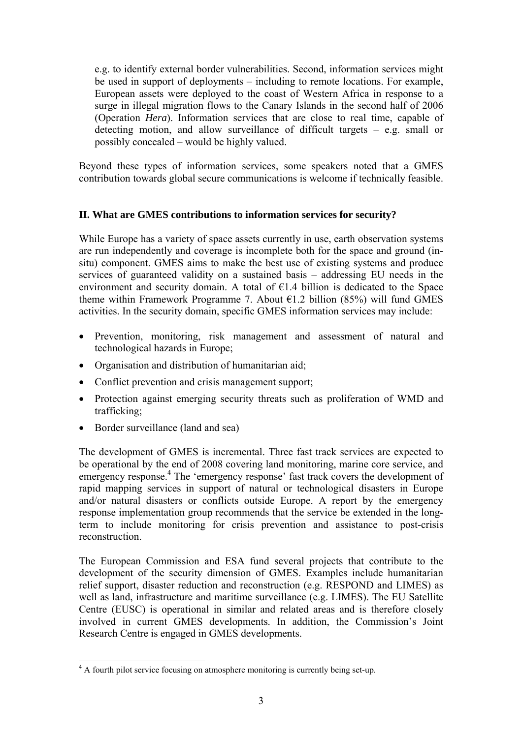e.g. to identify external border vulnerabilities. Second, information services might be used in support of deployments – including to remote locations. For example, European assets were deployed to the coast of Western Africa in response to a surge in illegal migration flows to the Canary Islands in the second half of 2006 (Operation *Hera*). Information services that are close to real time, capable of detecting motion, and allow surveillance of difficult targets – e.g. small or possibly concealed – would be highly valued.

Beyond these types of information services, some speakers noted that a GMES contribution towards global secure communications is welcome if technically feasible.

## II. What are GMES contributions to information services for security?

While Europe has a variety of space assets currently in use, earth observation systems are run independently and coverage is incomplete both for the space and ground (in-situ) component. GMES aims to make the best use of existing systems and produce services of guaranteed validity on a sustained basis – addressing EU needs in the environment and security domain. A total of €1.4 billion is dedicated to the Space theme within Framework Programme 7. About €1.2 billion (85%) will fund GMES activities. In the security domain, specific GMES information services may include:

- Prevention, monitoring, risk management and assessment of natural and technological hazards in Europe;
- Organisation and distribution of humanitarian aid;
- Conflict prevention and crisis management support;
- Protection against emerging security threats such as proliferation of WMD and trafficking;
- Border surveillance (land and sea)

The development of GMES is incremental. Three fast track services are expected to be operational by the end of 2008 covering land monitoring, marine core service, and emergency response.[4] The 'emergency response' fast track covers the development of rapid mapping services in support of natural or technological disasters in Europe and/or natural disasters or conflicts outside Europe. A report by the emergency response implementation group recommends that the service be extended in the long-term to include monitoring for crisis prevention and assistance to post-crisis reconstruction.

The European Commission and ESA fund several projects that contribute to the development of the security dimension of GMES. Examples include humanitarian relief support, disaster reduction and reconstruction (e.g. RESPOND and LIMES) as well as land, infrastructure and maritime surveillance (e.g. LIMES). The EU Satellite Centre (EUSC) is operational in similar and related areas and is therefore closely involved in current GMES developments. In addition, the Commission's Joint Research Centre is engaged in GMES developments.

[4] A fourth pilot service focusing on atmosphere monitoring is currently being set-up.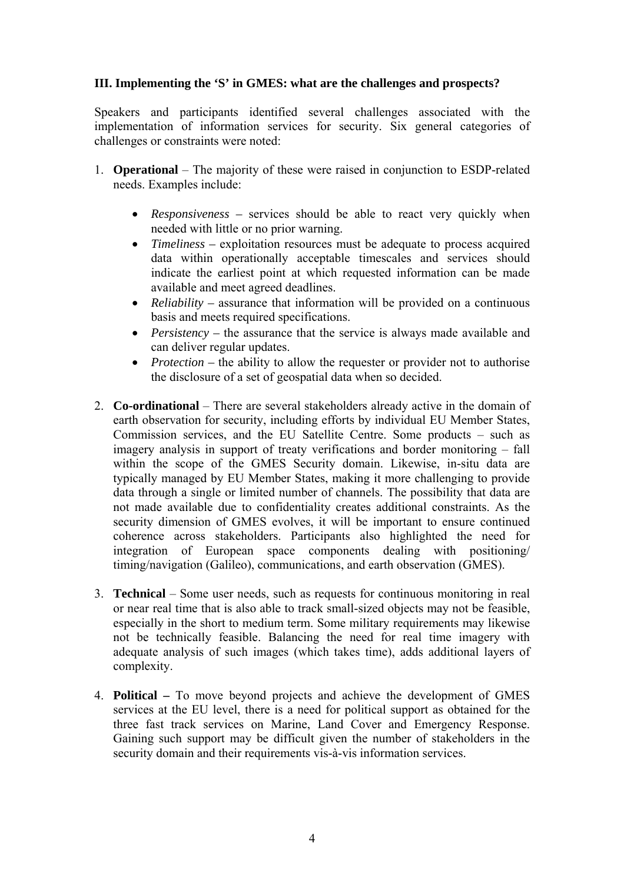### III. Implementing the 'S' in GMES: what are the challenges and prospects?

Speakers and participants identified several challenges associated with the implementation of information services for security. Six general categories of challenges or constraints were noted:

1. **Operational** – The majority of these were raised in conjunction to ESDP-related needs. Examples include:

   - *Responsiveness* – services should be able to react very quickly when needed with little or no prior warning.
   - *Timeliness* – exploitation resources must be adequate to process acquired data within operationally acceptable timescales and services should indicate the earliest point at which requested information can be made available and meet agreed deadlines.
   - *Reliability* – assurance that information will be provided on a continuous basis and meets required specifications.
   - *Persistency* – the assurance that the service is always made available and can deliver regular updates.
   - *Protection* – the ability to allow the requester or provider not to authorise the disclosure of a set of geospatial data when so decided.

2. **Co-ordinational** – There are several stakeholders already active in the domain of earth observation for security, including efforts by individual EU Member States, Commission services, and the EU Satellite Centre. Some products – such as imagery analysis in support of treaty verifications and border monitoring – fall within the scope of the GMES Security domain. Likewise, in-situ data are typically managed by EU Member States, making it more challenging to provide data through a single or limited number of channels. The possibility that data are not made available due to confidentiality creates additional constraints. As the security dimension of GMES evolves, it will be important to ensure continued coherence across stakeholders. Participants also highlighted the need for integration of European space components dealing with positioning/ timing/navigation (Galileo), communications, and earth observation (GMES).

3. **Technical** – Some user needs, such as requests for continuous monitoring in real or near real time that is also able to track small-sized objects may not be feasible, especially in the short to medium term. Some military requirements may likewise not be technically feasible. Balancing the need for real time imagery with adequate analysis of such images (which takes time), adds additional layers of complexity.

4. **Political –** To move beyond projects and achieve the development of GMES services at the EU level, there is a need for political support as obtained for the three fast track services on Marine, Land Cover and Emergency Response. Gaining such support may be difficult given the number of stakeholders in the security domain and their requirements vis-à-vis information services.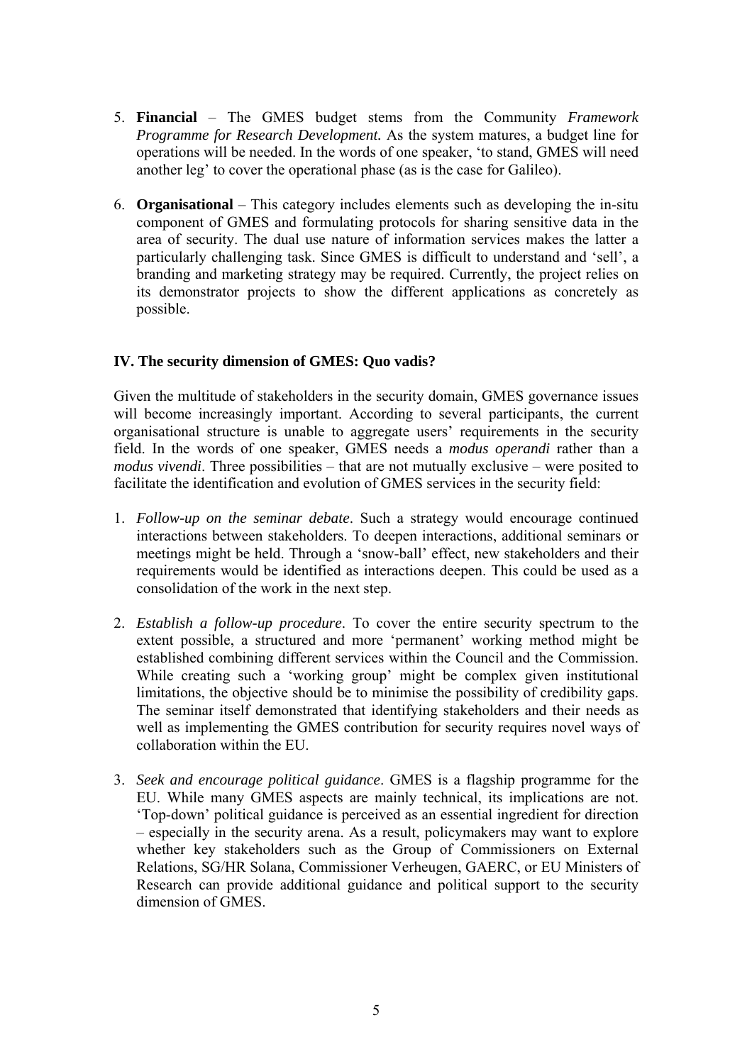5. **Financial** – The GMES budget stems from the Community *Framework Programme for Research Development.* As the system matures, a budget line for operations will be needed. In the words of one speaker, 'to stand, GMES will need another leg' to cover the operational phase (as is the case for Galileo).

6. **Organisational** – This category includes elements such as developing the in-situ component of GMES and formulating protocols for sharing sensitive data in the area of security. The dual use nature of information services makes the latter a particularly challenging task. Since GMES is difficult to understand and 'sell', a branding and marketing strategy may be required. Currently, the project relies on its demonstrator projects to show the different applications as concretely as possible.

### IV. The security dimension of GMES: Quo vadis?

Given the multitude of stakeholders in the security domain, GMES governance issues will become increasingly important. According to several participants, the current organisational structure is unable to aggregate users' requirements in the security field. In the words of one speaker, GMES needs a *modus operandi* rather than a *modus vivendi*. Three possibilities – that are not mutually exclusive – were posited to facilitate the identification and evolution of GMES services in the security field:

1. *Follow-up on the seminar debate*. Such a strategy would encourage continued interactions between stakeholders. To deepen interactions, additional seminars or meetings might be held. Through a 'snow-ball' effect, new stakeholders and their requirements would be identified as interactions deepen. This could be used as a consolidation of the work in the next step.

2. *Establish a follow-up procedure*. To cover the entire security spectrum to the extent possible, a structured and more 'permanent' working method might be established combining different services within the Council and the Commission. While creating such a 'working group' might be complex given institutional limitations, the objective should be to minimise the possibility of credibility gaps. The seminar itself demonstrated that identifying stakeholders and their needs as well as implementing the GMES contribution for security requires novel ways of collaboration within the EU.

3. *Seek and encourage political guidance*. GMES is a flagship programme for the EU. While many GMES aspects are mainly technical, its implications are not. 'Top-down' political guidance is perceived as an essential ingredient for direction – especially in the security arena. As a result, policymakers may want to explore whether key stakeholders such as the Group of Commissioners on External Relations, SG/HR Solana, Commissioner Verheugen, GAERC, or EU Ministers of Research can provide additional guidance and political support to the security dimension of GMES.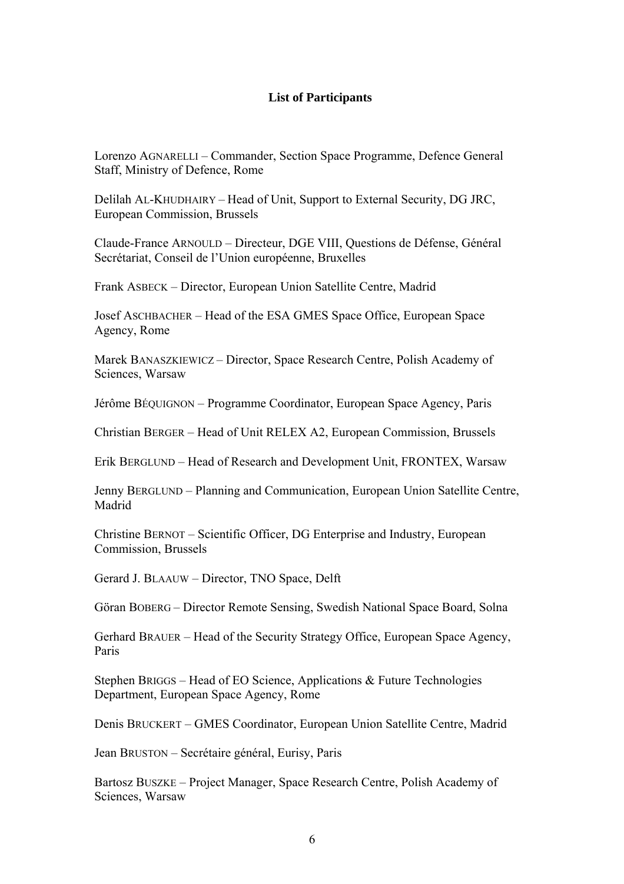**List of Participants**

Lorenzo AGNARELLI – Commander, Section Space Programme, Defence General Staff, Ministry of Defence, Rome

Delilah AL-KHUDHAIRY – Head of Unit, Support to External Security, DG JRC, European Commission, Brussels

Claude-France ARNOULD – Directeur, DGE VIII, Questions de Défense, Général Secrétariat, Conseil de l'Union européenne, Bruxelles

Frank ASBECK – Director, European Union Satellite Centre, Madrid

Josef ASCHBACHER – Head of the ESA GMES Space Office, European Space Agency, Rome

Marek BANASZKIEWICZ – Director, Space Research Centre, Polish Academy of Sciences, Warsaw

Jérôme BÉQUIGNON – Programme Coordinator, European Space Agency, Paris

Christian BERGER – Head of Unit RELEX A2, European Commission, Brussels

Erik BERGLUND – Head of Research and Development Unit, FRONTEX, Warsaw

Jenny BERGLUND – Planning and Communication, European Union Satellite Centre, Madrid

Christine BERNOT – Scientific Officer, DG Enterprise and Industry, European Commission, Brussels

Gerard J. BLAAUW – Director, TNO Space, Delft

Göran BOBERG – Director Remote Sensing, Swedish National Space Board, Solna

Gerhard BRAUER – Head of the Security Strategy Office, European Space Agency, Paris

Stephen BRIGGS – Head of EO Science, Applications & Future Technologies Department, European Space Agency, Rome

Denis BRUCKERT – GMES Coordinator, European Union Satellite Centre, Madrid

Jean BRUSTON – Secrétaire général, Eurisy, Paris

Bartosz BUSZKE – Project Manager, Space Research Centre, Polish Academy of Sciences, Warsaw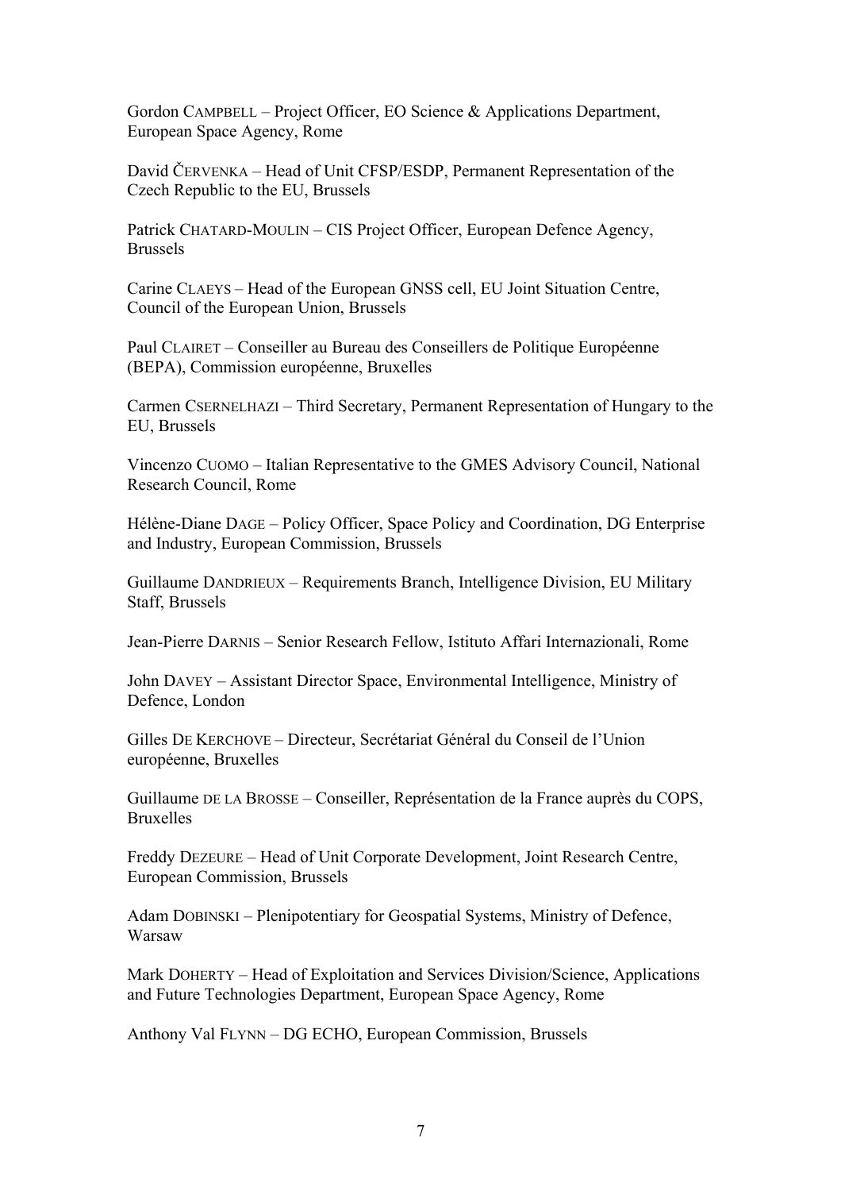Gordon CAMPBELL – Project Officer, EO Science & Applications Department, European Space Agency, Rome

David ČERVENKA – Head of Unit CFSP/ESDP, Permanent Representation of the Czech Republic to the EU, Brussels

Patrick CHATARD-MOULIN – CIS Project Officer, European Defence Agency, Brussels

Carine CLAEYS – Head of the European GNSS cell, EU Joint Situation Centre, Council of the European Union, Brussels

Paul CLAIRET – Conseiller au Bureau des Conseillers de Politique Européenne (BEPA), Commission européenne, Bruxelles

Carmen CSERNELHAZI – Third Secretary, Permanent Representation of Hungary to the EU, Brussels

Vincenzo CUOMO – Italian Representative to the GMES Advisory Council, National Research Council, Rome

Hélène-Diane DAGE – Policy Officer, Space Policy and Coordination, DG Enterprise and Industry, European Commission, Brussels

Guillaume DANDRIEUX – Requirements Branch, Intelligence Division, EU Military Staff, Brussels

Jean-Pierre DARNIS – Senior Research Fellow, Istituto Affari Internazionali, Rome

John DAVEY – Assistant Director Space, Environmental Intelligence, Ministry of Defence, London

Gilles DE KERCHOVE – Directeur, Secrétariat Général du Conseil de l'Union européenne, Bruxelles

Guillaume DE LA BROSSE – Conseiller, Représentation de la France auprès du COPS, Bruxelles

Freddy DEZEURE – Head of Unit Corporate Development, Joint Research Centre, European Commission, Brussels

Adam DOBINSKI – Plenipotentiary for Geospatial Systems, Ministry of Defence, Warsaw

Mark DOHERTY – Head of Exploitation and Services Division/Science, Applications and Future Technologies Department, European Space Agency, Rome

Anthony Val FLYNN – DG ECHO, European Commission, Brussels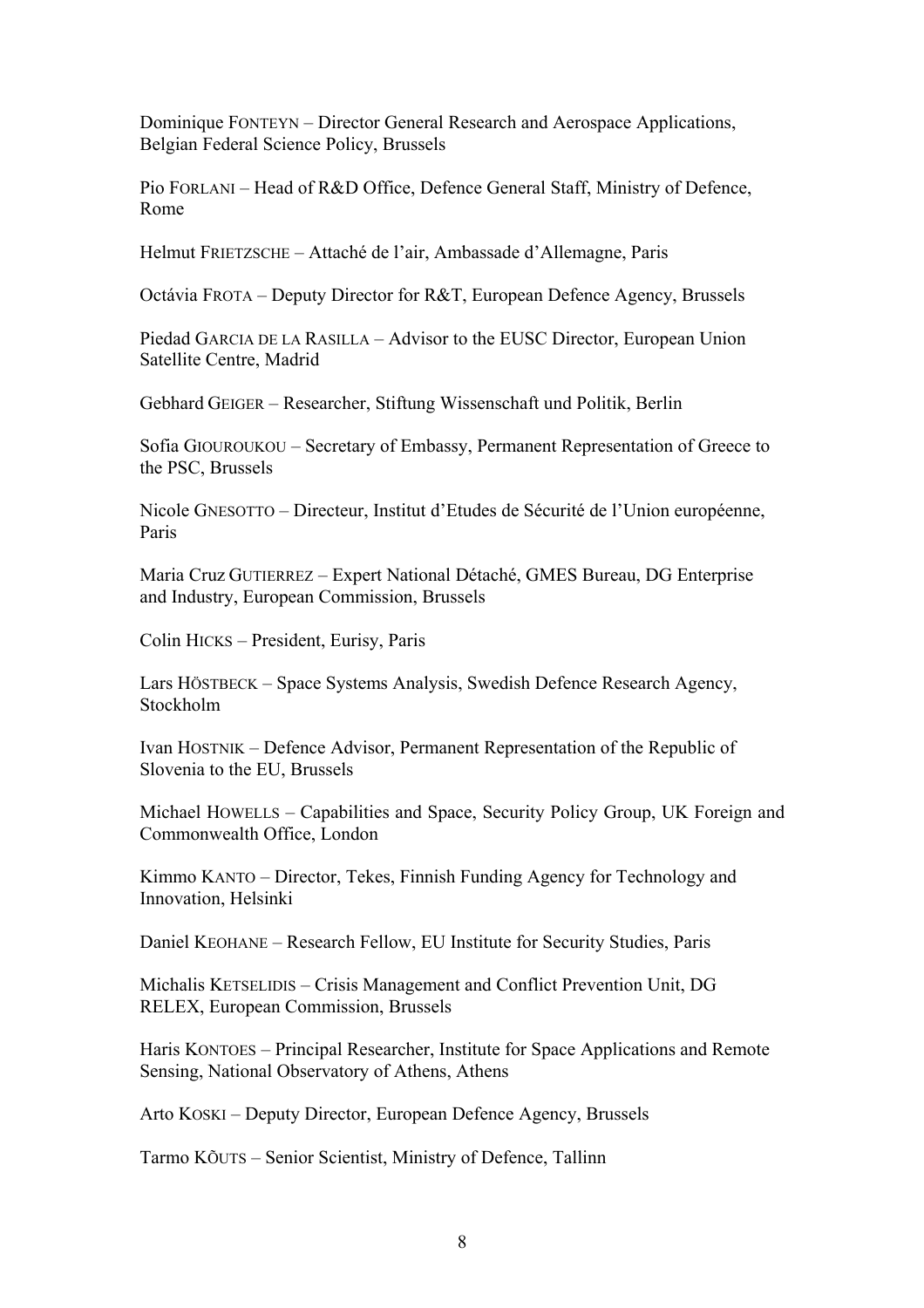Dominique FONTEYN – Director General Research and Aerospace Applications, Belgian Federal Science Policy, Brussels

Pio FORLANI – Head of R&D Office, Defence General Staff, Ministry of Defence, Rome

Helmut FRIETZSCHE – Attaché de l'air, Ambassade d'Allemagne, Paris

Octávia FROTA – Deputy Director for R&T, European Defence Agency, Brussels

Piedad GARCIA DE LA RASILLA – Advisor to the EUSC Director, European Union Satellite Centre, Madrid

Gebhard GEIGER – Researcher, Stiftung Wissenschaft und Politik, Berlin

Sofia GIOUROUKOU – Secretary of Embassy, Permanent Representation of Greece to the PSC, Brussels

Nicole GNESOTTO – Directeur, Institut d'Etudes de Sécurité de l'Union européenne, Paris

Maria Cruz GUTIERREZ – Expert National Détaché, GMES Bureau, DG Enterprise and Industry, European Commission, Brussels

Colin HICKS – President, Eurisy, Paris

Lars HÖSTBECK – Space Systems Analysis, Swedish Defence Research Agency, Stockholm

Ivan HOSTNIK – Defence Advisor, Permanent Representation of the Republic of Slovenia to the EU, Brussels

Michael HOWELLS – Capabilities and Space, Security Policy Group, UK Foreign and Commonwealth Office, London

Kimmo KANTO – Director, Tekes, Finnish Funding Agency for Technology and Innovation, Helsinki

Daniel KEOHANE – Research Fellow, EU Institute for Security Studies, Paris

Michalis KETSELIDIS – Crisis Management and Conflict Prevention Unit, DG RELEX, European Commission, Brussels

Haris KONTOES – Principal Researcher, Institute for Space Applications and Remote Sensing, National Observatory of Athens, Athens

Arto KOSKI – Deputy Director, European Defence Agency, Brussels

Tarmo KÕUTS – Senior Scientist, Ministry of Defence, Tallinn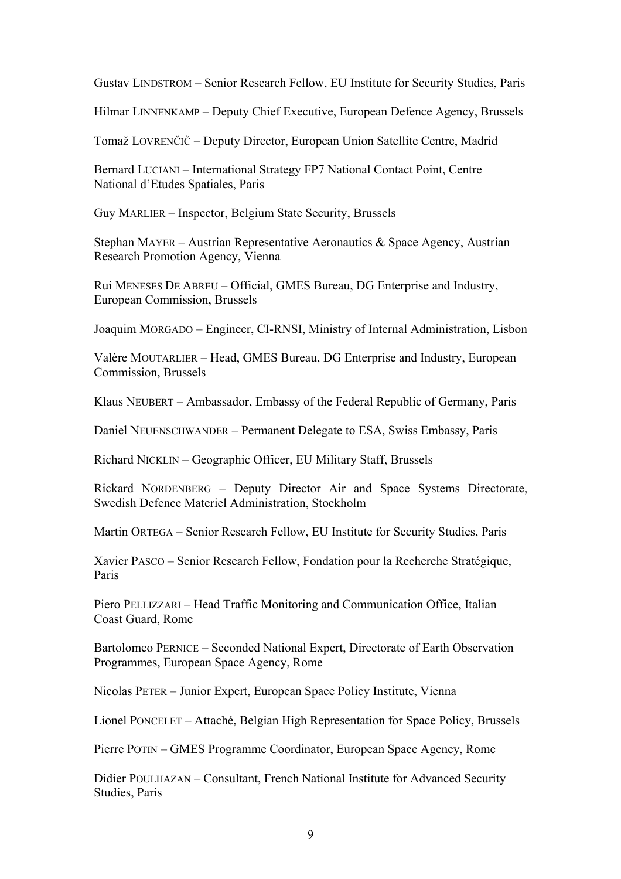Gustav LINDSTROM – Senior Research Fellow, EU Institute for Security Studies, Paris

Hilmar LINNENKAMP – Deputy Chief Executive, European Defence Agency, Brussels

Tomaž LOVRENČIČ – Deputy Director, European Union Satellite Centre, Madrid

Bernard LUCIANI – International Strategy FP7 National Contact Point, Centre National d'Etudes Spatiales, Paris

Guy MARLIER – Inspector, Belgium State Security, Brussels

Stephan MAYER – Austrian Representative Aeronautics & Space Agency, Austrian Research Promotion Agency, Vienna

Rui MENESES DE ABREU – Official, GMES Bureau, DG Enterprise and Industry, European Commission, Brussels

Joaquim MORGADO – Engineer, CI-RNSI, Ministry of Internal Administration, Lisbon

Valère MOUTARLIER – Head, GMES Bureau, DG Enterprise and Industry, European Commission, Brussels

Klaus NEUBERT – Ambassador, Embassy of the Federal Republic of Germany, Paris

Daniel NEUENSCHWANDER – Permanent Delegate to ESA, Swiss Embassy, Paris

Richard NICKLIN – Geographic Officer, EU Military Staff, Brussels

Rickard NORDENBERG – Deputy Director Air and Space Systems Directorate, Swedish Defence Materiel Administration, Stockholm

Martin ORTEGA – Senior Research Fellow, EU Institute for Security Studies, Paris

Xavier PASCO – Senior Research Fellow, Fondation pour la Recherche Stratégique, Paris

Piero PELLIZZARI – Head Traffic Monitoring and Communication Office, Italian Coast Guard, Rome

Bartolomeo PERNICE – Seconded National Expert, Directorate of Earth Observation Programmes, European Space Agency, Rome

Nicolas PETER – Junior Expert, European Space Policy Institute, Vienna

Lionel PONCELET – Attaché, Belgian High Representation for Space Policy, Brussels

Pierre POTIN – GMES Programme Coordinator, European Space Agency, Rome

Didier POULHAZAN – Consultant, French National Institute for Advanced Security Studies, Paris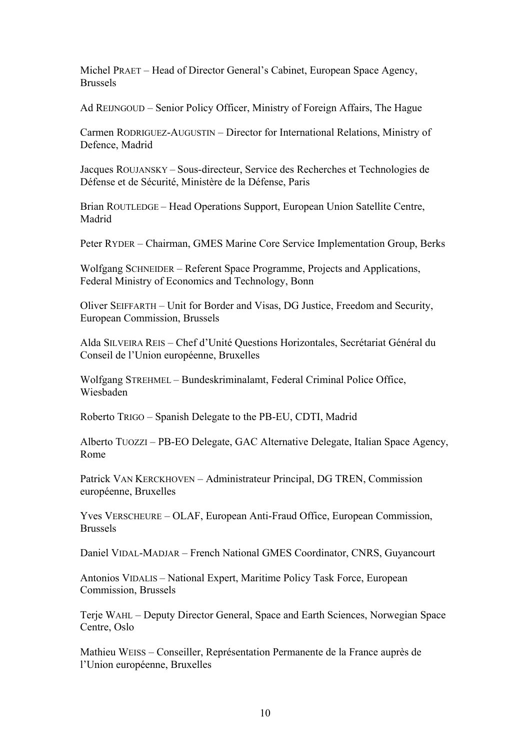Michel PRAET – Head of Director General's Cabinet, European Space Agency, Brussels

Ad REIJNGOUD – Senior Policy Officer, Ministry of Foreign Affairs, The Hague

Carmen RODRIGUEZ-AUGUSTIN – Director for International Relations, Ministry of Defence, Madrid

Jacques ROUJANSKY – Sous-directeur, Service des Recherches et Technologies de Défense et de Sécurité, Ministère de la Défense, Paris

Brian ROUTLEDGE – Head Operations Support, European Union Satellite Centre, Madrid

Peter RYDER – Chairman, GMES Marine Core Service Implementation Group, Berks

Wolfgang SCHNEIDER – Referent Space Programme, Projects and Applications, Federal Ministry of Economics and Technology, Bonn

Oliver SEIFFARTH – Unit for Border and Visas, DG Justice, Freedom and Security, European Commission, Brussels

Alda SILVEIRA REIS – Chef d'Unité Questions Horizontales, Secrétariat Général du Conseil de l'Union européenne, Bruxelles

Wolfgang STREHMEL – Bundeskriminalamt, Federal Criminal Police Office, Wiesbaden

Roberto TRIGO – Spanish Delegate to the PB-EU, CDTI, Madrid

Alberto TUOZZI – PB-EO Delegate, GAC Alternative Delegate, Italian Space Agency, Rome

Patrick VAN KERCKHOVEN – Administrateur Principal, DG TREN, Commission européenne, Bruxelles

Yves VERSCHEURE – OLAF, European Anti-Fraud Office, European Commission, Brussels

Daniel VIDAL-MADJAR – French National GMES Coordinator, CNRS, Guyancourt

Antonios VIDALIS – National Expert, Maritime Policy Task Force, European Commission, Brussels

Terje WAHL – Deputy Director General, Space and Earth Sciences, Norwegian Space Centre, Oslo

Mathieu WEISS – Conseiller, Représentation Permanente de la France auprès de l'Union européenne, Bruxelles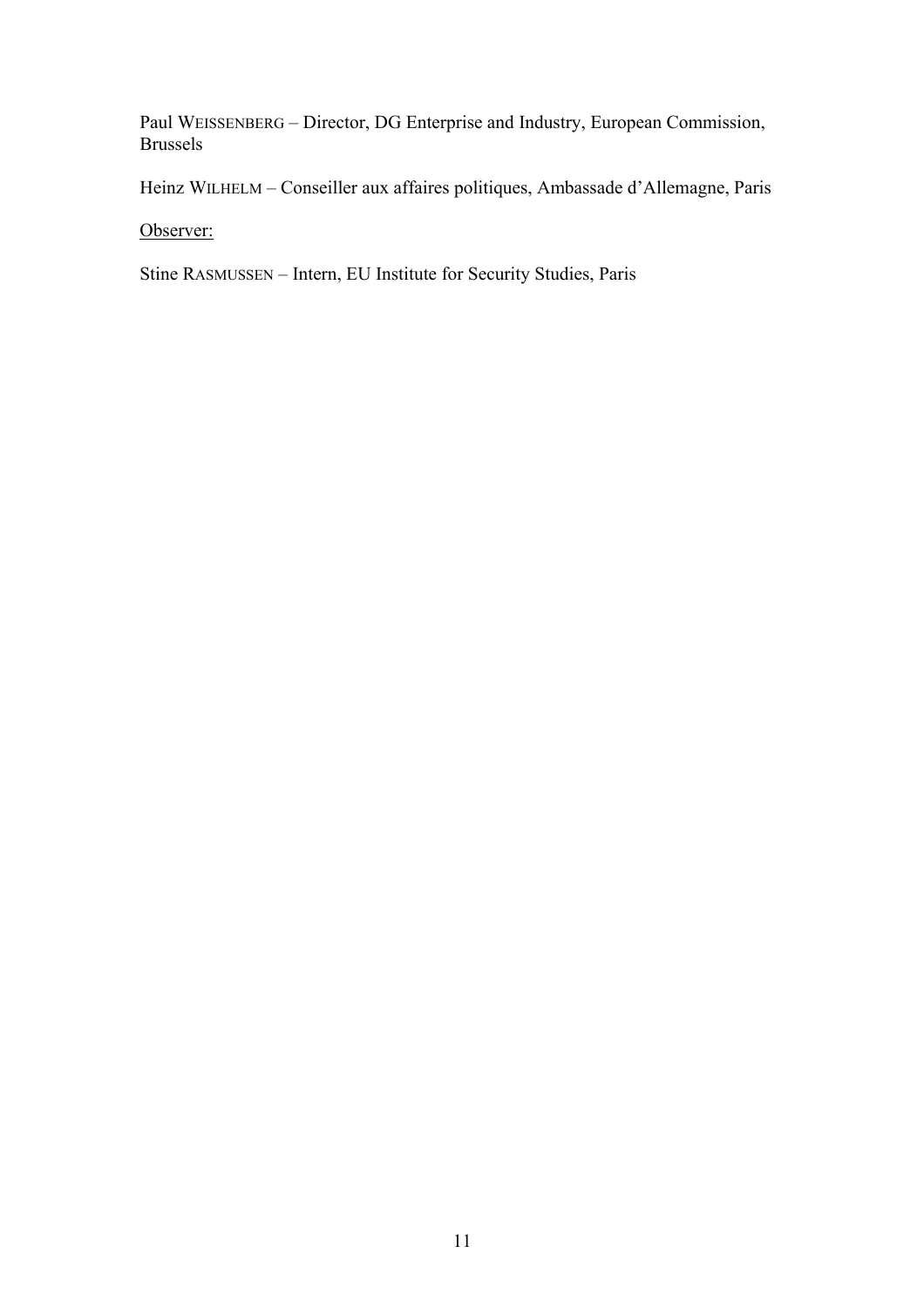Paul WEISSENBERG – Director, DG Enterprise and Industry, European Commission, Brussels

Heinz WILHELM – Conseiller aux affaires politiques, Ambassade d'Allemagne, Paris

Observer:

Stine RASMUSSEN – Intern, EU Institute for Security Studies, Paris